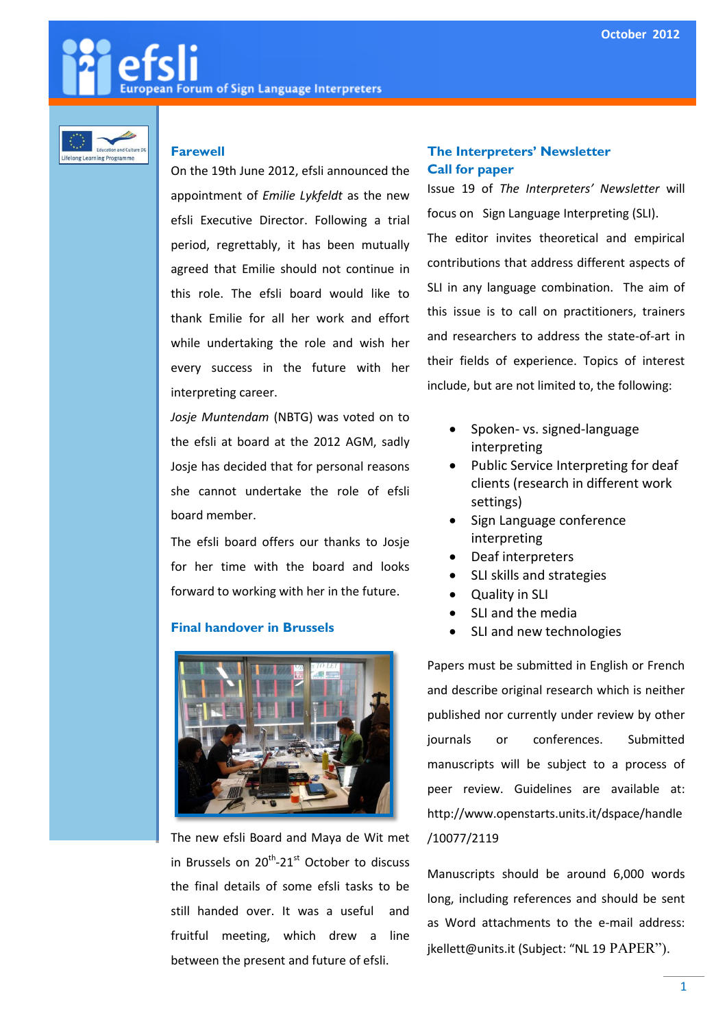October 2012

# efsli

European Forum of Sign Language Interpreters

## Farewell

On the 19th June 2012, efsli announced the appointment of *Emilie Lykfeldt* as the new efsli Executive Director. Following a trial period, regrettably, it has been mutually agreed that Emilie should not continue in this role. The efsli board would like to thank Emilie for all her work and effort while undertaking the role and wish her every success in the future with her interpreting career.

*Josje Muntendam* (NBTG) was voted on to the efsli at board at the 2012 AGM, sadly Josje has decided that for personal reasons she cannot undertake the role of efsli board member.

The efsli board offers our thanks to Josje for her time with the board and looks forward to working with her in the future.

## Final handover in Brussels

The new efsli Board and Maya de Wit met in Brussels on 20th-21st October to discuss the final details of some efsli tasks to be still handed over. It was a useful and fruitful meeting, which drew a line between the present and future of efsli.

## The Interpreters' Newsletter Call for paper

Issue 19 of *The Interpreters' Newsletter* will focus on Sign Language Interpreting (SLI). The editor invites theoretical and empirical contributions that address different aspects of SLI in any language combination. The aim of this issue is to call on practitioners, trainers and researchers to address the state-of-art in their fields of experience. Topics of interest include, but are not limited to, the following:

- Spoken- vs. signed-language interpreting
- Public Service Interpreting for deaf clients (research in different work settings)
- Sign Language conference interpreting
- Deaf interpreters
- SLI skills and strategies
- Quality in SLI
- SLI and the media
- SLI and new technologies

Papers must be submitted in English or French and describe original research which is neither published nor currently under review by other journals or conferences. Submitted manuscripts will be subject to a process of peer review. Guidelines are available at: http://www.openstarts.units.it/dspace/handle/10077/2119

Manuscripts should be around 6,000 words long, including references and should be sent as Word attachments to the e-mail address: jkellett@units.it (Subject: "NL 19 PAPER").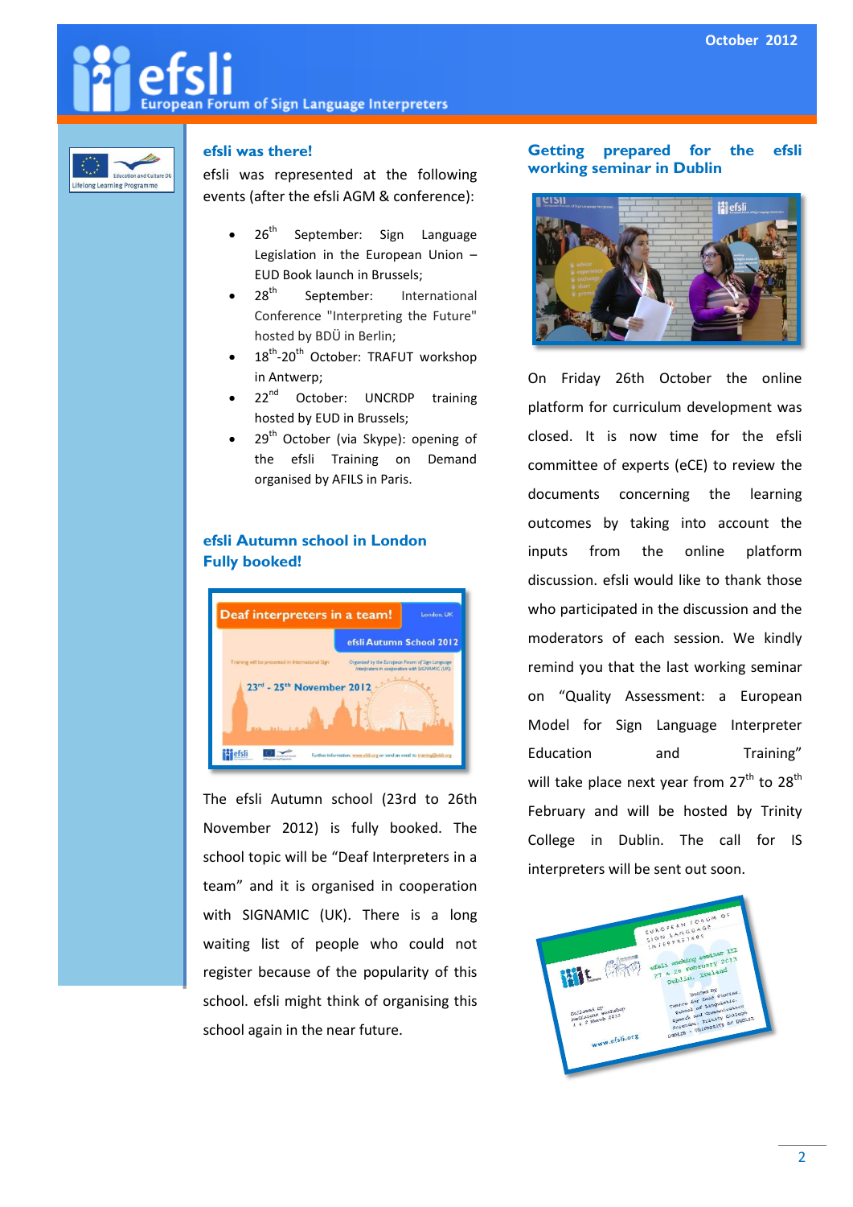## efsli was there!

efsli was represented at the following events (after the efsli AGM & conference):

- 26th September: Sign Language Legislation in the European Union – EUD Book launch in Brussels;
- 28th September: International Conference "Interpreting the Future" hosted by BDÜ in Berlin;
- 18th-20th October: TRAFUT workshop in Antwerp;
- 22nd October: UNCRDP training hosted by EUD in Brussels;
- 29th October (via Skype): opening of the efsli Training on Demand organised by AFILS in Paris.

## efsli Autumn school in London Fully booked!

The efsli Autumn school (23rd to 26th November 2012) is fully booked. The school topic will be "Deaf Interpreters in a team" and it is organised in cooperation with SIGNAMIC (UK). There is a long waiting list of people who could not register because of the popularity of this school. efsli might think of organising this school again in the near future.

## Getting prepared for the efsli working seminar in Dublin

On Friday 26th October the online platform for curriculum development was closed. It is now time for the efsli committee of experts (eCE) to review the documents concerning the learning outcomes by taking into account the inputs from the online platform discussion. efsli would like to thank those who participated in the discussion and the moderators of each session. We kindly remind you that the last working seminar on "Quality Assessment: a European Model for Sign Language Interpreter Education and Training" will take place next year from 27th to 28th February and will be hosted by Trinity College in Dublin. The call for IS interpreters will be sent out soon.